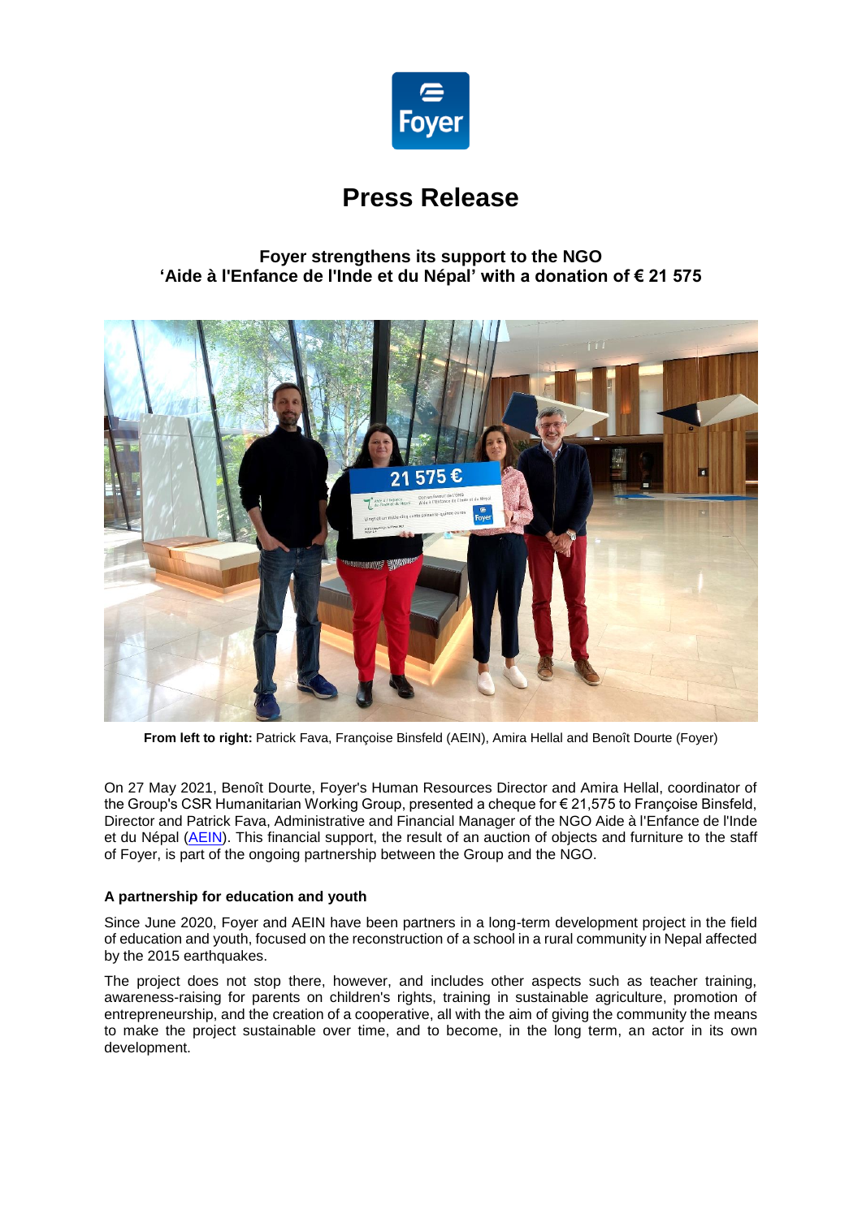# Press Release

### Foyer strengthens its support to the NGO 'Aide à l'Enfance de l'Inde et du Népal' with a donation of € 21 575

**From left to right:** Patrick Fava, Françoise Binsfeld (AEIN), Amira Hellal and Benoît Dourte (Foyer)

On 27 May 2021, Benoît Dourte, Foyer's Human Resources Director and Amira Hellal, coordinator of the Group's CSR Humanitarian Working Group, presented a cheque for € 21,575 to Françoise Binsfeld, Director and Patrick Fava, Administrative and Financial Manager of the NGO Aide à l'Enfance de l'Inde et du Népal (AEIN). This financial support, the result of an auction of objects and furniture to the staff of Foyer, is part of the ongoing partnership between the Group and the NGO.

**A partnership for education and youth**

Since June 2020, Foyer and AEIN have been partners in a long-term development project in the field of education and youth, focused on the reconstruction of a school in a rural community in Nepal affected by the 2015 earthquakes.

The project does not stop there, however, and includes other aspects such as teacher training, awareness-raising for parents on children's rights, training in sustainable agriculture, promotion of entrepreneurship, and the creation of a cooperative, all with the aim of giving the community the means to make the project sustainable over time, and to become, in the long term, an actor in its own development.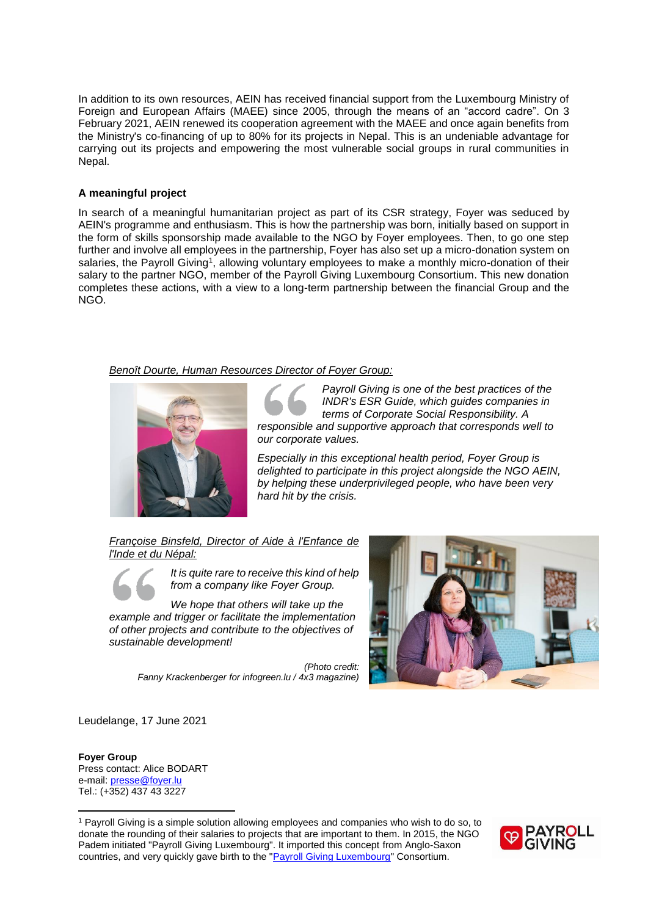In addition to its own resources, AEIN has received financial support from the Luxembourg Ministry of Foreign and European Affairs (MAEE) since 2005, through the means of an "accord cadre". On 3 February 2021, AEIN renewed its cooperation agreement with the MAEE and once again benefits from the Ministry's co-financing of up to 80% for its projects in Nepal. This is an undeniable advantage for carrying out its projects and empowering the most vulnerable social groups in rural communities in Nepal.

**A meaningful project**

In search of a meaningful humanitarian project as part of its CSR strategy, Foyer was seduced by AEIN's programme and enthusiasm. This is how the partnership was born, initially based on support in the form of skills sponsorship made available to the NGO by Foyer employees. Then, to go one step further and involve all employees in the partnership, Foyer has also set up a micro-donation system on salaries, the Payroll Giving[1], allowing voluntary employees to make a monthly micro-donation of their salary to the partner NGO, member of the Payroll Giving Luxembourg Consortium. This new donation completes these actions, with a view to a long-term partnership between the financial Group and the NGO.

*Benoît Dourte, Human Resources Director of Foyer Group:*

*Payroll Giving is one of the best practices of the INDR's ESR Guide, which guides companies in terms of Corporate Social Responsibility. A responsible and supportive approach that corresponds well to our corporate values.*

*Especially in this exceptional health period, Foyer Group is delighted to participate in this project alongside the NGO AEIN, by helping these underprivileged people, who have been very hard hit by the crisis.*

*Françoise Binsfeld, Director of Aide à l'Enfance de l'Inde et du Népal:*

*It is quite rare to receive this kind of help from a company like Foyer Group.*

*We hope that others will take up the example and trigger or facilitate the implementation of other projects and contribute to the objectives of sustainable development!*

*(Photo credit: Fanny Krackenberger for infogreen.lu / 4x3 magazine)*

Leudelange, 17 June 2021

**Foyer Group**
Press contact: Alice BODART
e-mail: presse@foyer.lu
Tel.: (+352) 437 43 3227

[1] Payroll Giving is a simple solution allowing employees and companies who wish to do so, to donate the rounding of their salaries to projects that are important to them. In 2015, the NGO Padem initiated "Payroll Giving Luxembourg". It imported this concept from Anglo-Saxon countries, and very quickly gave birth to the "Payroll Giving Luxembourg" Consortium.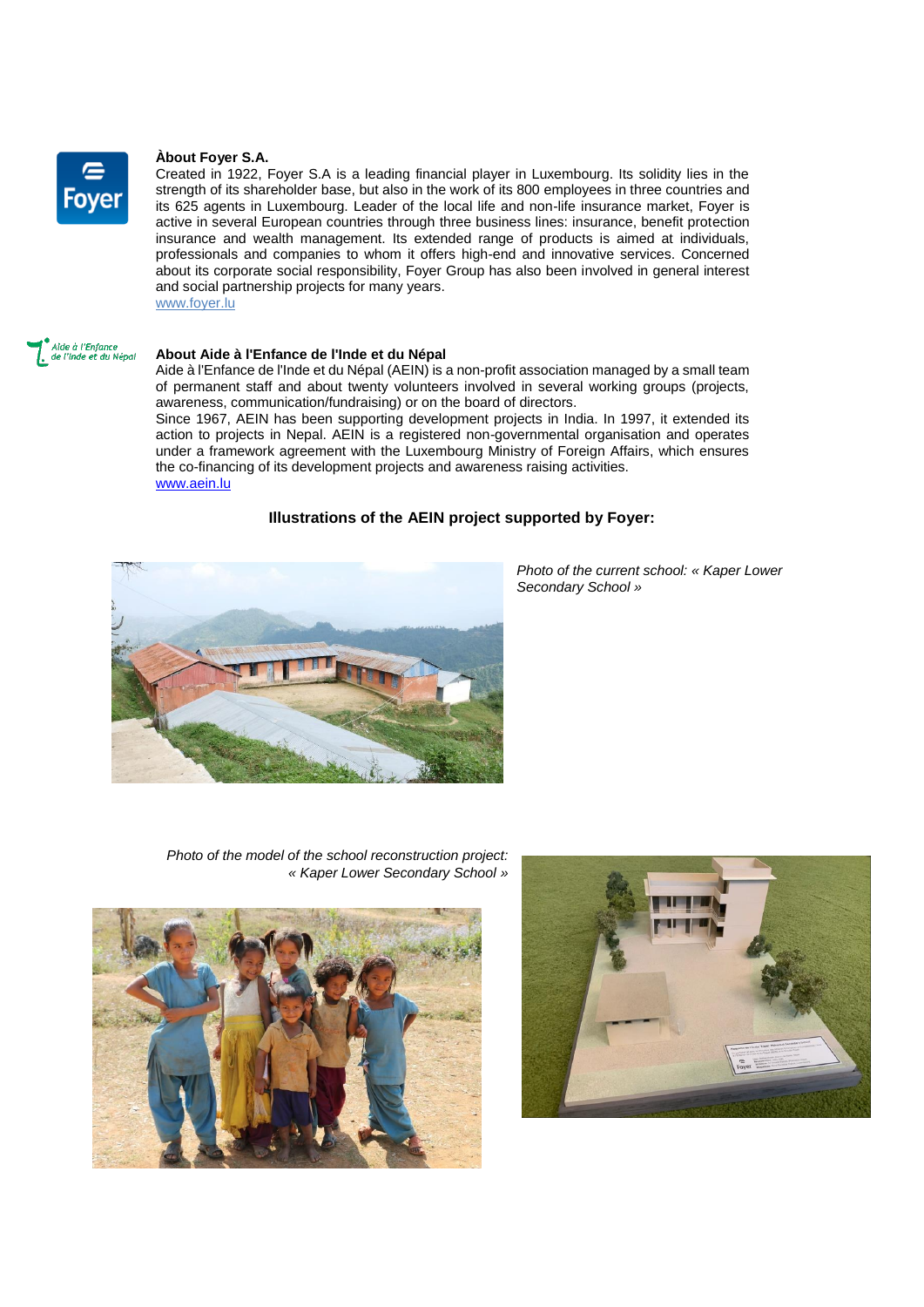### Àbout Foyer S.A.

Created in 1922, Foyer S.A is a leading financial player in Luxembourg. Its solidity lies in the strength of its shareholder base, but also in the work of its 800 employees in three countries and its 625 agents in Luxembourg. Leader of the local life and non-life insurance market, Foyer is active in several European countries through three business lines: insurance, benefit protection insurance and wealth management. Its extended range of products is aimed at individuals, professionals and companies to whom it offers high-end and innovative services. Concerned about its corporate social responsibility, Foyer Group has also been involved in general interest and social partnership projects for many years.
www.foyer.lu

### About Aide à l'Enfance de l'Inde et du Népal

Aide à l'Enfance de l'Inde et du Népal (AEIN) is a non-profit association managed by a small team of permanent staff and about twenty volunteers involved in several working groups (projects, awareness, communication/fundraising) or on the board of directors.
Since 1967, AEIN has been supporting development projects in India. In 1997, it extended its action to projects in Nepal. AEIN is a registered non-governmental organisation and operates under a framework agreement with the Luxembourg Ministry of Foreign Affairs, which ensures the co-financing of its development projects and awareness raising activities.
www.aein.lu

**Illustrations of the AEIN project supported by Foyer:**

*Photo of the current school: « Kaper Lower Secondary School »*

*Photo of the model of the school reconstruction project: « Kaper Lower Secondary School »*